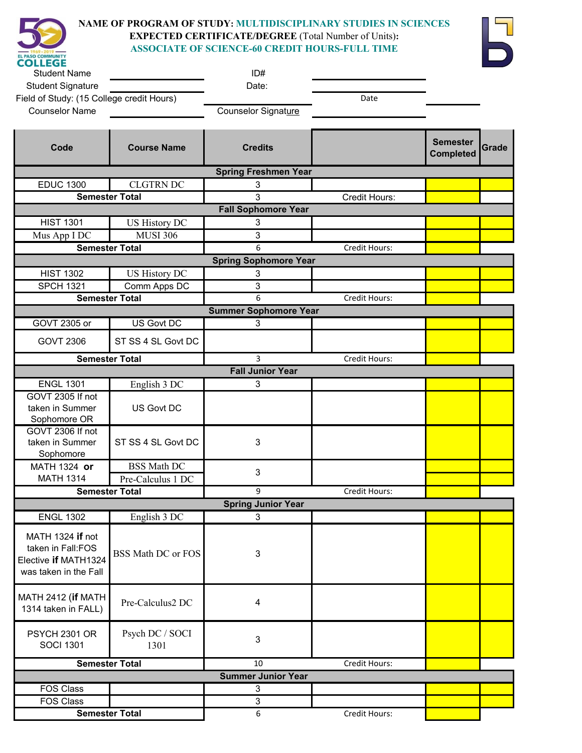**NAME OF PROGRAM OF STUDY: MULTIDISCIPLINARY STUDIES IN SCIENCES**
**EXPECTED CERTIFICATE/DEGREE** (Total Number of Units)**:**
**ASSOCIATE OF SCIENCE-60 CREDIT HOURS-FULL TIME**

| | | | |
|---|---|---|---|
| Student Name | | ID# | |
| Student Signature | | Date: | |
| Field of Study: (15 College credit Hours) | | | Date |
| Counselor Name | | Counselor Signature | |

| Code | Course Name | Credits | | Semester Completed | Grade |
|---|---|---|---|---|---|
| **Spring Freshmen Year** | | | | | |
| EDUC 1300 | CLGTRN DC | 3 | | | |
| **Semester Total** | | 3 | Credit Hours: | | |
| **Fall Sophomore Year** | | | | | |
| HIST 1301 | US History DC | 3 | | | |
| Mus App I DC | MUSI 306 | 3 | | | |
| **Semester Total** | | 6 | Credit Hours: | | |
| **Spring Sophomore Year** | | | | | |
| HIST 1302 | US History DC | 3 | | | |
| SPCH 1321 | Comm Apps DC | 3 | | | |
| **Semester Total** | | 6 | Credit Hours: | | |
| **Summer Sophomore Year** | | | | | |
| GOVT 2305 or | US Govt DC | 3 | | | |
| GOVT 2306 | ST SS 4 SL Govt DC | | | | |
| **Semester Total** | | 3 | Credit Hours: | | |
| **Fall Junior Year** | | | | | |
| ENGL 1301 | English 3 DC | 3 | | | |
| GOVT 2305 If not taken in Summer Sophomore OR | US Govt DC | | | | |
| GOVT 2306 If not taken in Summer Sophomore | ST SS 4 SL Govt DC | 3 | | | |
| MATH 1324 **or** MATH 1314 | BSS Math DC / Pre-Calculus 1 DC | 3 | | | |
| **Semester Total** | | 9 | Credit Hours: | | |
| **Spring Junior Year** | | | | | |
| ENGL 1302 | English 3 DC | 3 | | | |
| MATH 1324 **if** not taken in Fall:FOS Elective **if** MATH1324 was taken in the Fall | BSS Math DC or FOS | 3 | | | |
| MATH 2412 (**if** MATH 1314 taken in FALL) | Pre-Calculus2 DC | 4 | | | |
| PSYCH 2301 OR SOCI 1301 | Psych DC / SOCI 1301 | 3 | | | |
| **Semester Total** | | 10 | Credit Hours: | | |
| **Summer Junior Year** | | | | | |
| FOS Class | | 3 | | | |
| FOS Class | | 3 | | | |
| **Semester Total** | | 6 | Credit Hours: | | |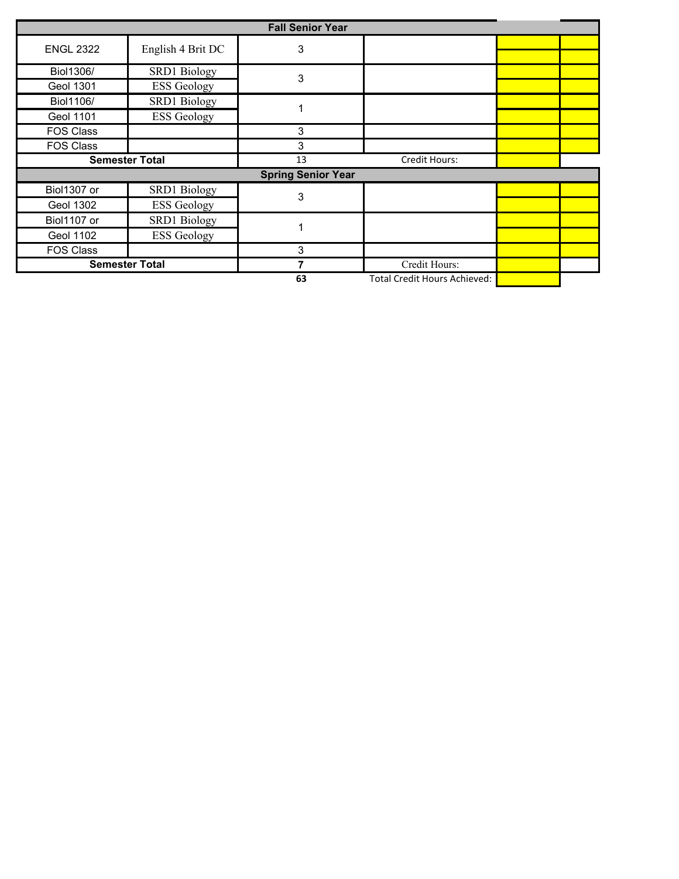| | | | | | |
|---|---|---|---|---|---|
| **Fall Senior Year** | | | | | |
| ENGL 2322 | English 4 Brit DC | 3 | | | |
| Biol1306/ | SRD1 Biology | 3 | | | |
| Geol 1301 | ESS Geology | | | | |
| Biol1106/ | SRD1 Biology | 1 | | | |
| Geol 1101 | ESS Geology | | | | |
| FOS Class | | 3 | | | |
| FOS Class | | 3 | | | |
| **Semester Total** | | 13 | Credit Hours: | | |
| **Spring Senior Year** | | | | | |
| Biol1307 or | SRD1 Biology | 3 | | | |
| Geol 1302 | ESS Geology | | | | |
| Biol1107 or | SRD1 Biology | 1 | | | |
| Geol 1102 | ESS Geology | | | | |
| FOS Class | | 3 | | | |
| **Semester Total** | | 7 | Credit Hours: | | |
| | | **63** | Total Credit Hours Achieved: | | |